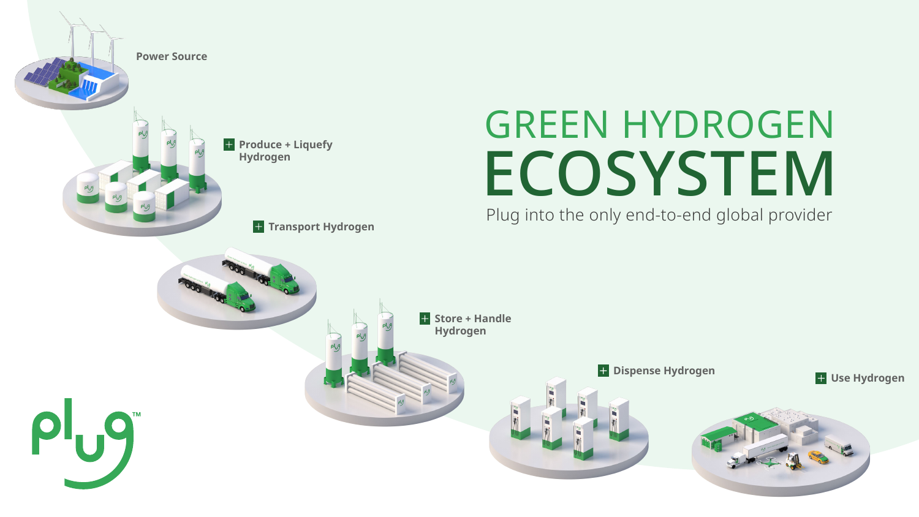# GREEN HYDROGEN ECOSYSTEM

Plug into the only end-to-end global provider

- Power Source
- Produce + Liquefy Hydrogen
- Transport Hydrogen
- Store + Handle Hydrogen
- Dispense Hydrogen
- Use Hydrogen

plug™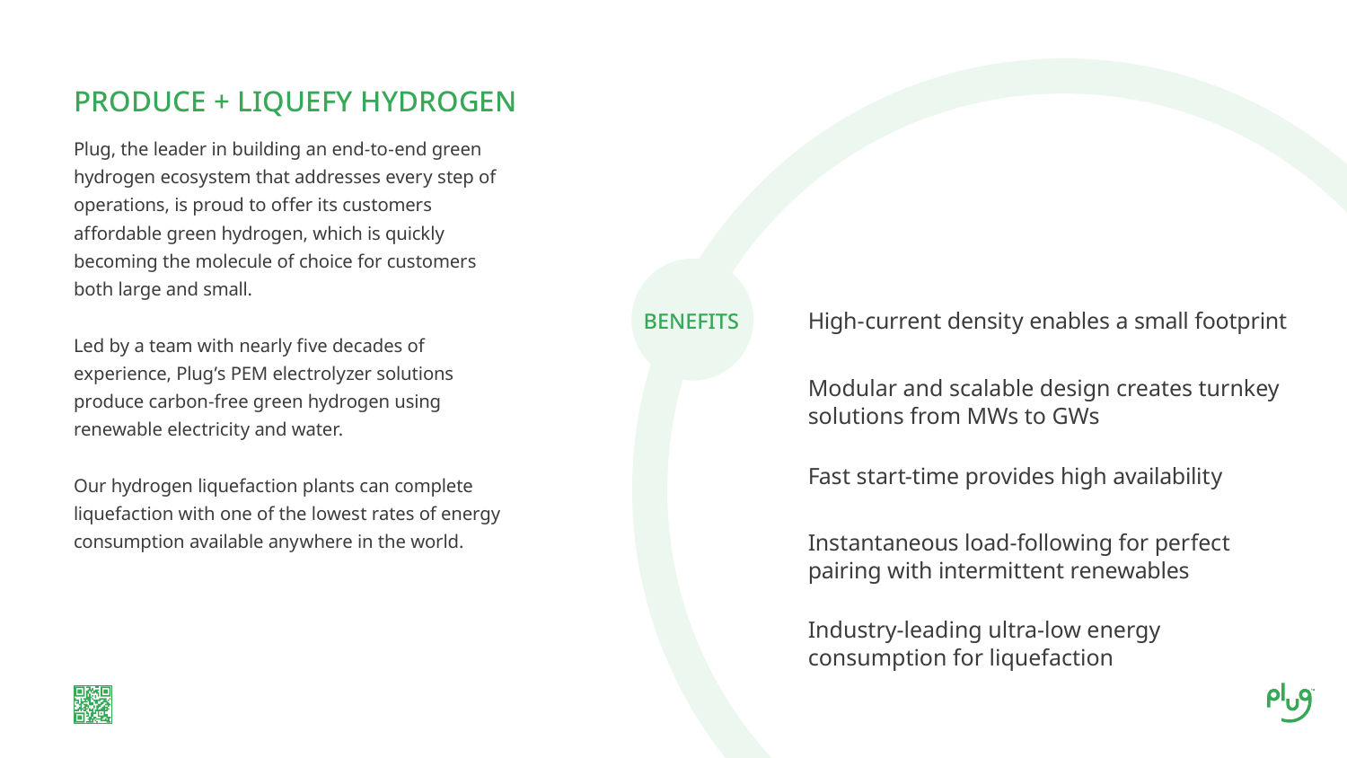## PRODUCE + LIQUEFY HYDROGEN

Plug, the leader in building an end-to-end green hydrogen ecosystem that addresses every step of operations, is proud to offer its customers affordable green hydrogen, which is quickly becoming the molecule of choice for customers both large and small.

Led by a team with nearly five decades of experience, Plug's PEM electrolyzer solutions produce carbon-free green hydrogen using renewable electricity and water.

Our hydrogen liquefaction plants can complete liquefaction with one of the lowest rates of energy consumption available anywhere in the world.

### BENEFITS

- High-current density enables a small footprint
- Modular and scalable design creates turnkey solutions from MWs to GWs
- Fast start-time provides high availability
- Instantaneous load-following for perfect pairing with intermittent renewables
- Industry-leading ultra-low energy consumption for liquefaction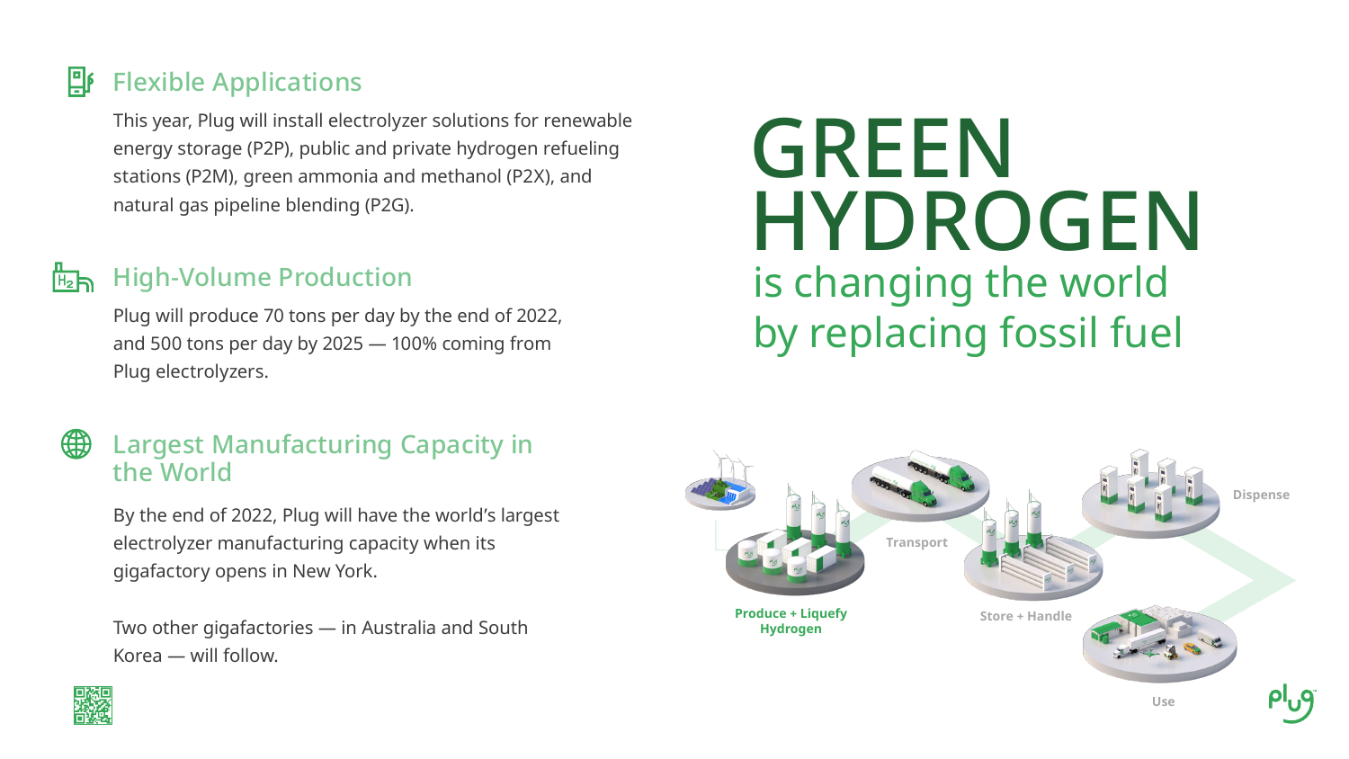## Flexible Applications

This year, Plug will install electrolyzer solutions for renewable energy storage (P2P), public and private hydrogen refueling stations (P2M), green ammonia and methanol (P2X), and natural gas pipeline blending (P2G).

## High-Volume Production

Plug will produce 70 tons per day by the end of 2022, and 500 tons per day by 2025 — 100% coming from Plug electrolyzers.

## Largest Manufacturing Capacity in the World

By the end of 2022, Plug will have the world's largest electrolyzer manufacturing capacity when its gigafactory opens in New York.

Two other gigafactories — in Australia and South Korea — will follow.

# GREEN HYDROGEN

## is changing the world by replacing fossil fuel

Produce + Liquefy Hydrogen

Transport

Store + Handle

Dispense

Use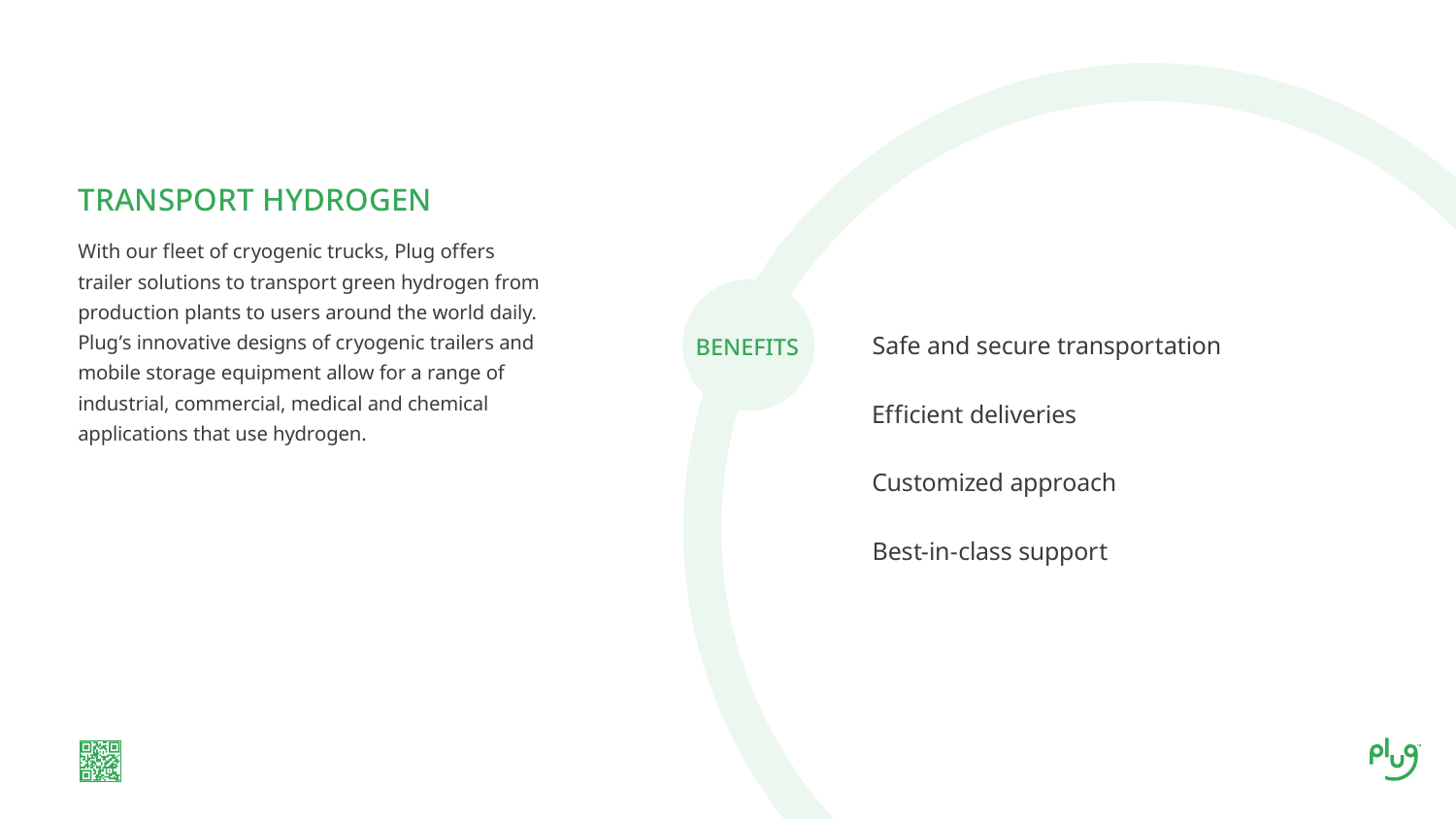## TRANSPORT HYDROGEN

With our fleet of cryogenic trucks, Plug offers trailer solutions to transport green hydrogen from production plants to users around the world daily. Plug's innovative designs of cryogenic trailers and mobile storage equipment allow for a range of industrial, commercial, medical and chemical applications that use hydrogen.

### BENEFITS

- Safe and secure transportation
- Efficient deliveries
- Customized approach
- Best-in-class support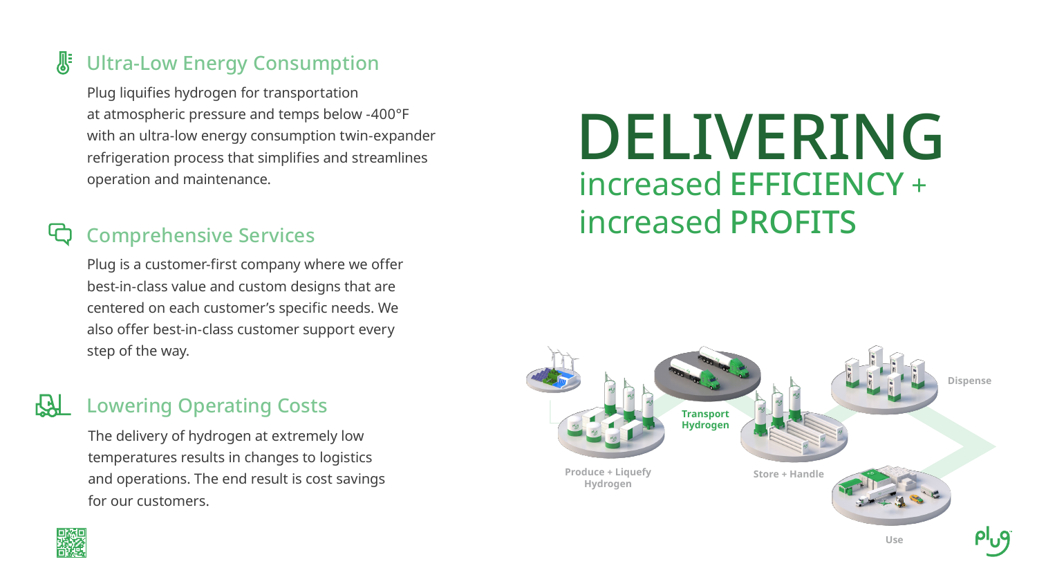## Ultra-Low Energy Consumption

Plug liquifies hydrogen for transportation at atmospheric pressure and temps below -400°F with an ultra-low energy consumption twin-expander refrigeration process that simplifies and streamlines operation and maintenance.

## Comprehensive Services

Plug is a customer-first company where we offer best-in-class value and custom designs that are centered on each customer's specific needs. We also offer best-in-class customer support every step of the way.

## Lowering Operating Costs

The delivery of hydrogen at extremely low temperatures results in changes to logistics and operations. The end result is cost savings for our customers.

# DELIVERING

## increased EFFICIENCY + increased PROFITS

Produce + Liquefy Hydrogen

Transport Hydrogen

Store + Handle

Dispense

Use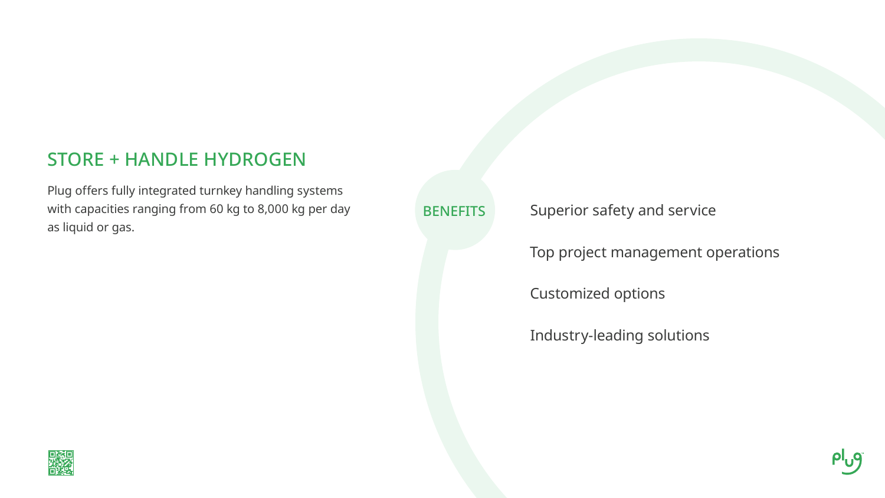## STORE + HANDLE HYDROGEN

Plug offers fully integrated turnkey handling systems with capacities ranging from 60 kg to 8,000 kg per day as liquid or gas.

### BENEFITS

- Superior safety and service
- Top project management operations
- Customized options
- Industry-leading solutions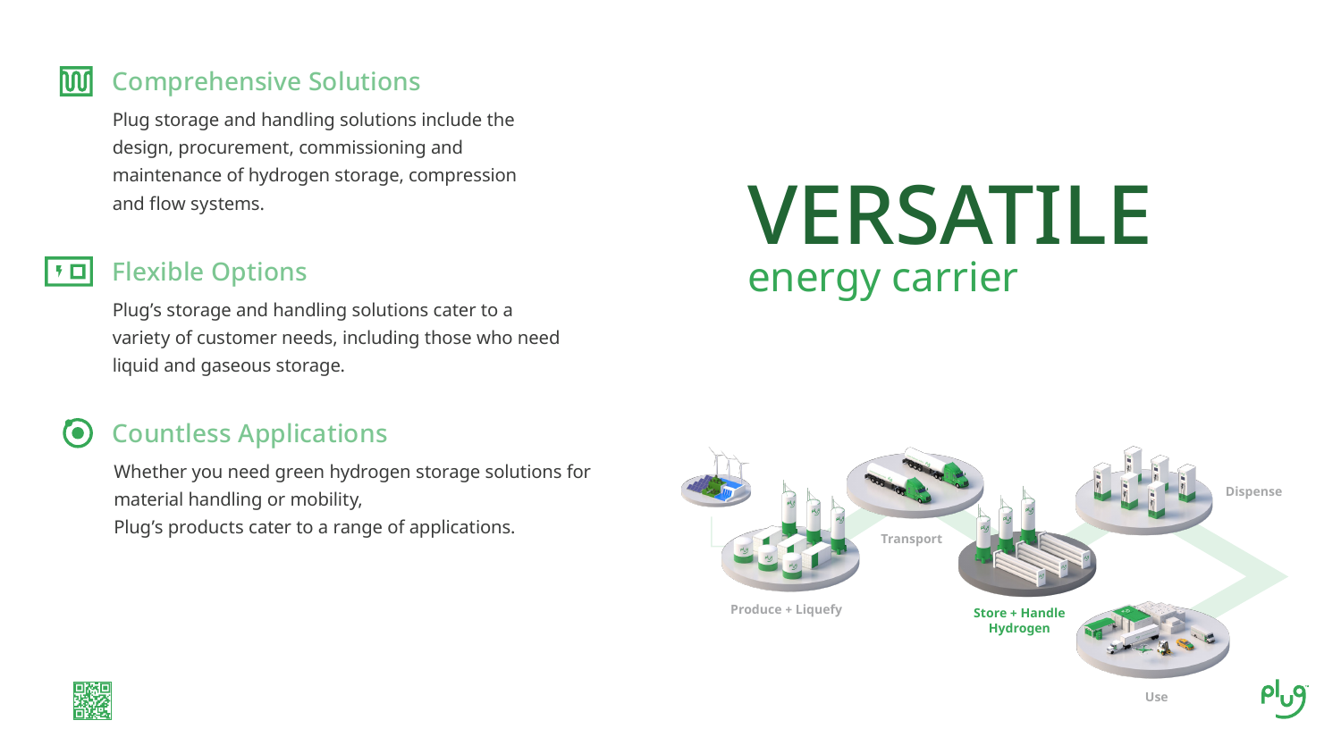## Comprehensive Solutions

Plug storage and handling solutions include the design, procurement, commissioning and maintenance of hydrogen storage, compression and flow systems.

## Flexible Options

Plug's storage and handling solutions cater to a variety of customer needs, including those who need liquid and gaseous storage.

## Countless Applications

Whether you need green hydrogen storage solutions for material handling or mobility,
Plug's products cater to a range of applications.

# VERSATILE

## energy carrier

Produce + Liquefy

Transport

Store + Handle Hydrogen

Dispense

Use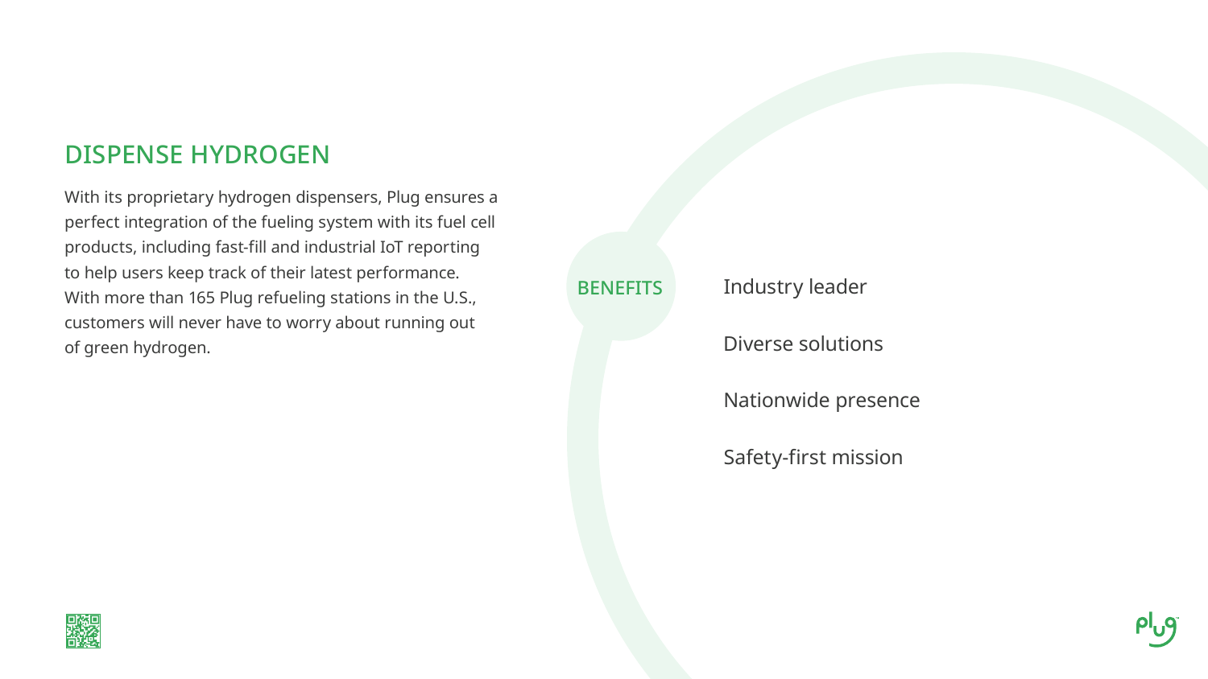## DISPENSE HYDROGEN

With its proprietary hydrogen dispensers, Plug ensures a perfect integration of the fueling system with its fuel cell products, including fast-fill and industrial IoT reporting to help users keep track of their latest performance. With more than 165 Plug refueling stations in the U.S., customers will never have to worry about running out of green hydrogen.

### BENEFITS

- Industry leader
- Diverse solutions
- Nationwide presence
- Safety-first mission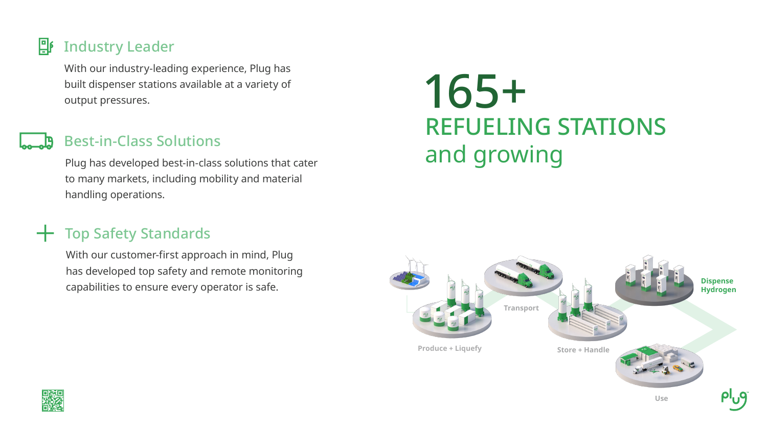## Industry Leader

With our industry-leading experience, Plug has built dispenser stations available at a variety of output pressures.

## Best-in-Class Solutions

Plug has developed best-in-class solutions that cater to many markets, including mobility and material handling operations.

## Top Safety Standards

With our customer-first approach in mind, Plug has developed top safety and remote monitoring capabilities to ensure every operator is safe.

# 165+

## REFUELING STATIONS and growing

Produce + Liquefy

Transport

Store + Handle

Dispense Hydrogen

Use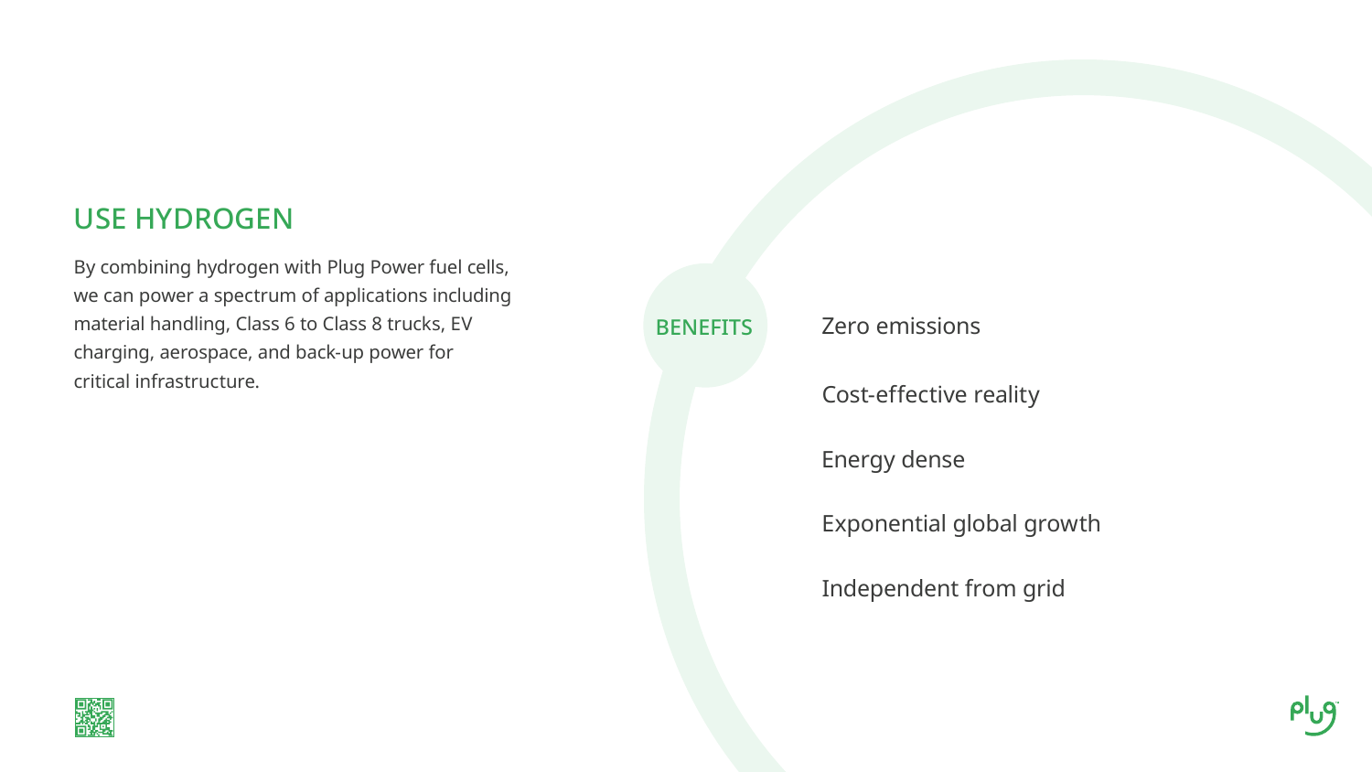## USE HYDROGEN

By combining hydrogen with Plug Power fuel cells, we can power a spectrum of applications including material handling, Class 6 to Class 8 trucks, EV charging, aerospace, and back-up power for critical infrastructure.

### BENEFITS

- Zero emissions
- Cost-effective reality
- Energy dense
- Exponential global growth
- Independent from grid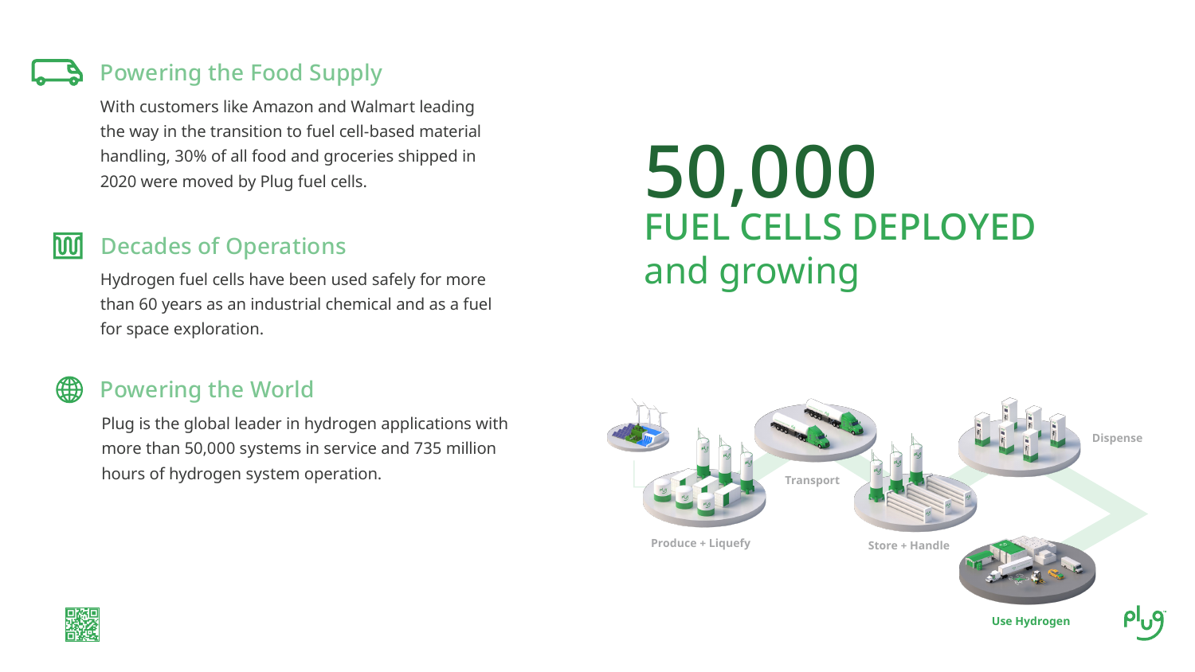## Powering the Food Supply

With customers like Amazon and Walmart leading the way in the transition to fuel cell-based material handling, 30% of all food and groceries shipped in 2020 were moved by Plug fuel cells.

## Decades of Operations

Hydrogen fuel cells have been used safely for more than 60 years as an industrial chemical and as a fuel for space exploration.

## Powering the World

Plug is the global leader in hydrogen applications with more than 50,000 systems in service and 735 million hours of hydrogen system operation.

# 50,000

## FUEL CELLS DEPLOYED

## and growing

Produce + Liquefy

Transport

Store + Handle

Dispense

Use Hydrogen